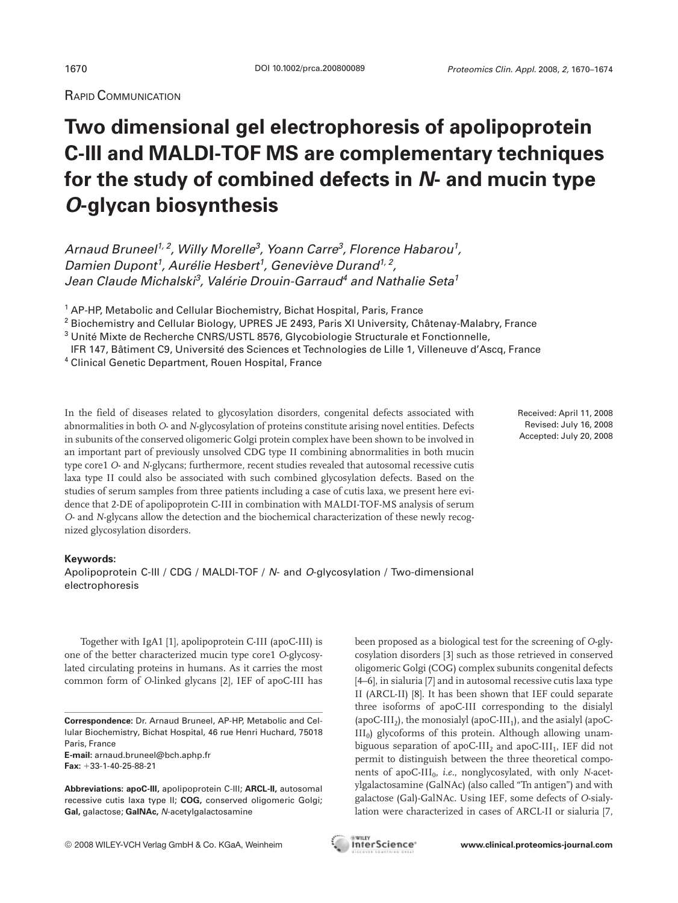RAPID COMMUNICATION

# Two dimensional gel electrophoresis of apolipoprotein C-III and MALDI-TOF MS are complementary techniques for the study of combined defects in *N*- and mucin type *O*-glycan biosynthesis

*Arnaud Bruneel[1, 2], Willy Morelle[3], Yoann Carre[3], Florence Habarou[1], Damien Dupont[1], Aurélie Hesbert[1], Geneviève Durand[1, 2], Jean Claude Michalski[3], Valérie Drouin-Garraud[4] and Nathalie Seta[1]*

[1] AP-HP, Metabolic and Cellular Biochemistry, Bichat Hospital, Paris, France
[2] Biochemistry and Cellular Biology, UPRES JE 2493, Paris XI University, Châtenay-Malabry, France
[3] Unité Mixte de Recherche CNRS/USTL 8576, Glycobiologie Structurale et Fonctionnelle, IFR 147, Bâtiment C9, Université des Sciences et Technologies de Lille 1, Villeneuve d'Ascq, France
[4] Clinical Genetic Department, Rouen Hospital, France

Received: April 11, 2008
Revised: July 16, 2008
Accepted: July 20, 2008

In the field of diseases related to glycosylation disorders, congenital defects associated with abnormalities in both *O*- and *N*-glycosylation of proteins constitute arising novel entities. Defects in subunits of the conserved oligomeric Golgi protein complex have been shown to be involved in an important part of previously unsolved CDG type II combining abnormalities in both mucin type core1 *O*- and *N*-glycans; furthermore, recent studies revealed that autosomal recessive cutis laxa type II could also be associated with such combined glycosylation defects. Based on the studies of serum samples from three patients including a case of cutis laxa, we present here evidence that 2-DE of apolipoprotein C-III in combination with MALDI-TOF-MS analysis of serum *O*- and *N*-glycans allow the detection and the biochemical characterization of these newly recognized glycosylation disorders.

**Keywords:**
Apolipoprotein C-III / CDG / MALDI-TOF / *N*- and *O*-glycosylation / Two-dimensional electrophoresis

Together with IgA1 [1], apolipoprotein C-III (apoC-III) is one of the better characterized mucin type core1 *O*-glycosylated circulating proteins in humans. As it carries the most common form of *O*-linked glycans [2], IEF of apoC-III has been proposed as a biological test for the screening of *O*-glycosylation disorders [3] such as those retrieved in conserved oligomeric Golgi (COG) complex subunits congenital defects [4–6], in sialuria [7] and in autosomal recessive cutis laxa type II (ARCL-II) [8]. It has been shown that IEF could separate three isoforms of apoC-III corresponding to the disialyl (apoC-$III_2$), the monosialyl (apoC-$III_1$), and the asialyl (apoC-$III_0$) glycoforms of this protein. Although allowing unambiguous separation of apoC-$III_2$ and apoC-$III_1$, IEF did not permit to distinguish between the three theoretical components of apoC-$III_0$, *i.e.*, nonglycosylated, with only *N*-acetylgalactosamine (GalNAc) (also called "Tn antigen") and with galactose (Gal)-GalNAc. Using IEF, some defects of *O*-sialylation were characterized in cases of ARCL-II or sialuria [7,

**Correspondence:** Dr. Arnaud Bruneel, AP-HP, Metabolic and Cellular Biochemistry, Bichat Hospital, 46 rue Henri Huchard, 75018 Paris, France
**E-mail:** arnaud.bruneel@bch.aphp.fr
**Fax:** +33-1-40-25-88-21

**Abbreviations: apoC-III,** apolipoprotein C-III; **ARCL-II,** autosomal recessive cutis laxa type II; **COG,** conserved oligomeric Golgi; **Gal,** galactose; **GalNAc,** *N*-acetylgalactosamine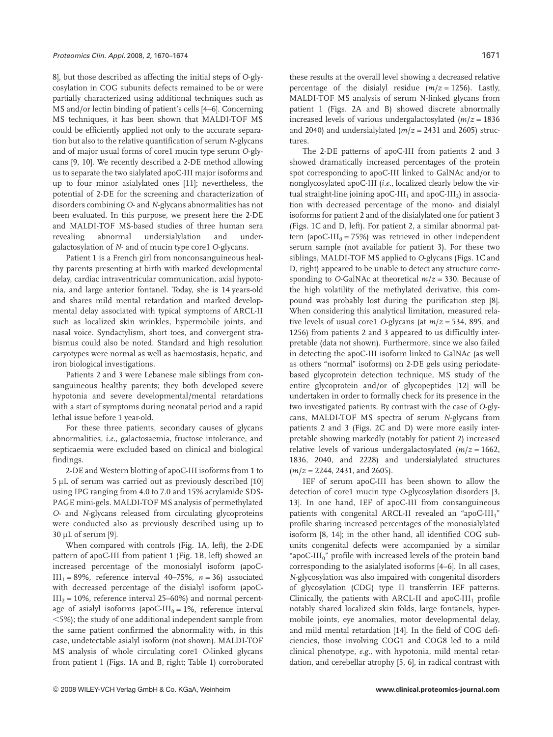8], but those described as affecting the initial steps of *O*-glycosylation in COG subunits defects remained to be or were partially characterized using additional techniques such as MS and/or lectin binding of patient's cells [4–6]. Concerning MS techniques, it has been shown that MALDI-TOF MS could be efficiently applied not only to the accurate separation but also to the relative quantification of serum *N*-glycans and of major usual forms of core1 mucin type serum *O*-glycans [9, 10]. We recently described a 2-DE method allowing us to separate the two sialylated apoC-III major isoforms and up to four minor asialylated ones [11]; nevertheless, the potential of 2-DE for the screening and characterization of disorders combining *O*- and *N*-glycans abnormalities has not been evaluated. In this purpose, we present here the 2-DE and MALDI-TOF MS-based studies of three human sera revealing abnormal undersialylation and undergalactosylation of *N*- and of mucin type core1 *O*-glycans.

Patient 1 is a French girl from nonconsanguineous healthy parents presenting at birth with marked developmental delay, cardiac intraventricular communication, axial hypotonia, and large anterior fontanel. Today, she is 14 years-old and shares mild mental retardation and marked developmental delay associated with typical symptoms of ARCL-II such as localized skin wrinkles, hypermobile joints, and nasal voice. Syndactylism, short toes, and convergent strabismus could also be noted. Standard and high resolution caryotypes were normal as well as haemostasis, hepatic, and iron biological investigations.

Patients 2 and 3 were Lebanese male siblings from consanguineous healthy parents; they both developed severe hypotonia and severe developmental/mental retardations with a start of symptoms during neonatal period and a rapid lethal issue before 1 year-old.

For these three patients, secondary causes of glycans abnormalities, *i.e.*, galactosaemia, fructose intolerance, and septicaemia were excluded based on clinical and biological findings.

2-DE and Western blotting of apoC-III isoforms from 1 to 5 μL of serum was carried out as previously described [10] using IPG ranging from 4.0 to 7.0 and 15% acrylamide SDS-PAGE mini-gels. MALDI-TOF MS analysis of permethylated *O*- and *N*-glycans released from circulating glycoproteins were conducted also as previously described using up to 30 μL of serum [9].

When compared with controls (Fig. 1A, left), the 2-DE pattern of apoC-III from patient 1 (Fig. 1B, left) showed an increased percentage of the monosialyl isoform (apoC-$III_1$ = 89%, reference interval 40–75%, $n = 36$) associated with decreased percentage of the disialyl isoform (apoC-$III_2$ = 10%, reference interval 25–60%) and normal percentage of asialyl isoforms (apoC-$III_0$ = 1%, reference interval <5%); the study of one additional independent sample from the same patient confirmed the abnormality with, in this case, undetectable asialyl isoform (not shown). MALDI-TOF MS analysis of whole circulating core1 *O*-linked glycans from patient 1 (Figs. 1A and B, right; Table 1) corroborated these results at the overall level showing a decreased relative percentage of the disialyl residue ($m/z = 1256$). Lastly, MALDI-TOF MS analysis of serum N-linked glycans from patient 1 (Figs. 2A and B) showed discrete abnormally increased levels of various undergalactosylated ($m/z = 1836$ and 2040) and undersialylated ($m/z = 2431$ and 2605) structures.

The 2-DE patterns of apoC-III from patients 2 and 3 showed dramatically increased percentages of the protein spot corresponding to apoC-III linked to GalNAc and/or to nonglycosylated apoC-III (*i.e.*, localized clearly below the virtual straight-line joining apoC-$III_1$ and apoC-$III_2$) in association with decreased percentage of the mono- and disialyl isoforms for patient 2 and of the disialylated one for patient 3 (Figs. 1C and D, left). For patient 2, a similar abnormal pattern (apoC-$III_0$ = 75%) was retrieved in other independent serum sample (not available for patient 3). For these two siblings, MALDI-TOF MS applied to *O*-glycans (Figs. 1C and D, right) appeared to be unable to detect any structure corresponding to *O*-GalNAc at theoretical $m/z = 330$. Because of the high volatility of the methylated derivative, this compound was probably lost during the purification step [8]. When considering this analytical limitation, measured relative levels of usual core1 *O*-glycans (at $m/z = 534$, 895, and 1256) from patients 2 and 3 appeared to us difficultly interpretable (data not shown). Furthermore, since we also failed in detecting the apoC-III isoform linked to GalNAc (as well as others "normal" isoforms) on 2-DE gels using periodate-based glycoprotein detection technique, MS study of the entire glycoprotein and/or of glycopeptides [12] will be undertaken in order to formally check for its presence in the two investigated patients. By contrast with the case of *O*-glycans, MALDI-TOF MS spectra of serum *N*-glycans from patients 2 and 3 (Figs. 2C and D) were more easily interpretable showing markedly (notably for patient 2) increased relative levels of various undergalactosylated ($m/z = 1662$, 1836, 2040, and 2228) and undersialylated structures ($m/z = 2244$, 2431, and 2605).

IEF of serum apoC-III has been shown to allow the detection of core1 mucin type *O*-glycosylation disorders [3, 13]. In one hand, IEF of apoC-III from consanguineous patients with congenital ARCL-II revealed an "apoC-$III_1$" profile sharing increased percentages of the monosialylated isoform [8, 14]; in the other hand, all identified COG subunits congenital defects were accompanied by a similar "apoC-$III_0$" profile with increased levels of the protein band corresponding to the asialylated isoforms [4–6]. In all cases, *N*-glycosylation was also impaired with congenital disorders of glycosylation (CDG) type II transferrin IEF patterns. Clinically, the patients with ARCL-II and apoC-$III_1$ profile notably shared localized skin folds, large fontanels, hypermobile joints, eye anomalies, motor developmental delay, and mild mental retardation [14]. In the field of COG deficiencies, those involving COG1 and COG8 led to a mild clinical phenotype, *e.g.*, with hypotonia, mild mental retardation, and cerebellar atrophy [5, 6], in radical contrast with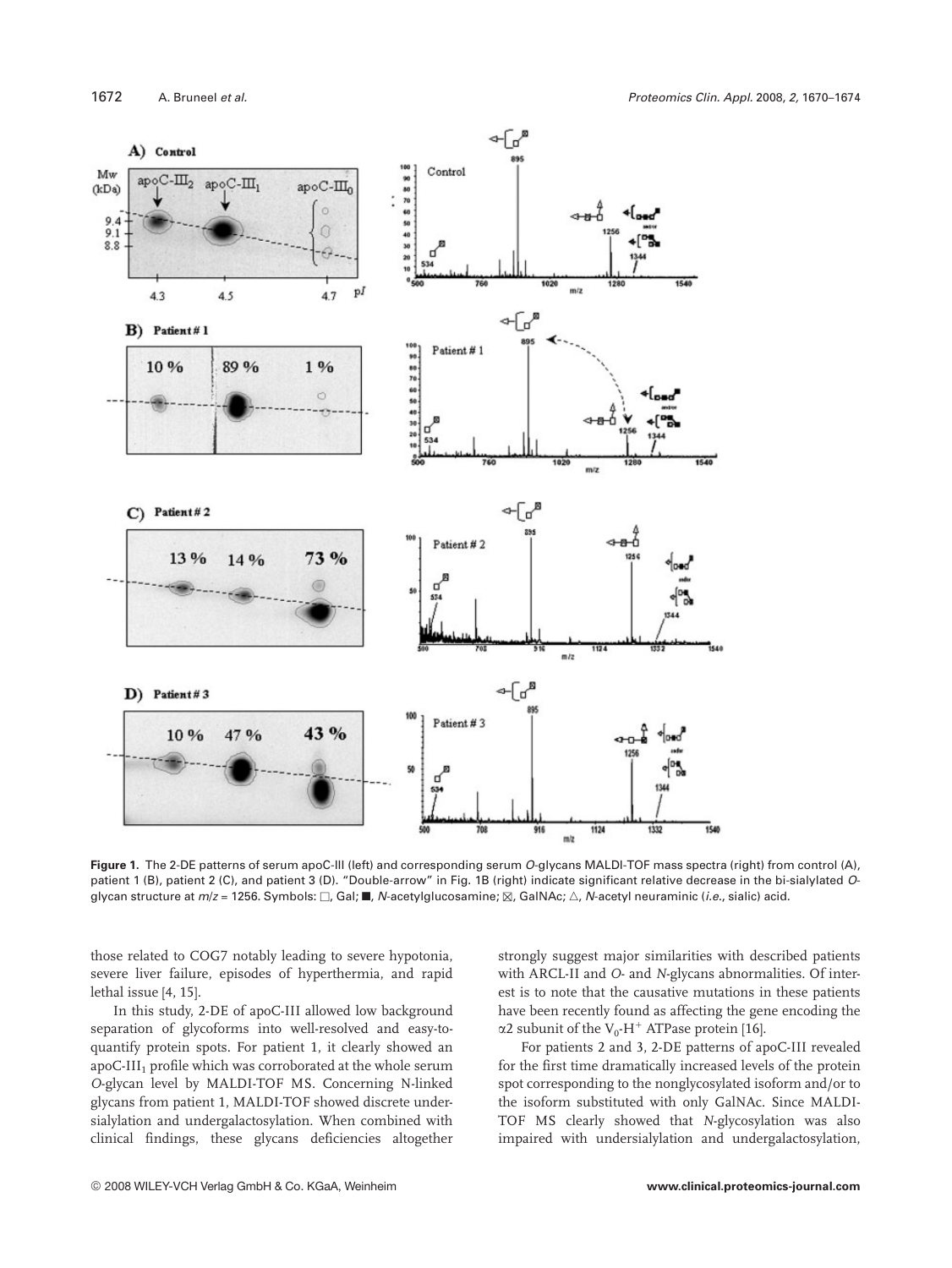**Figure 1.** The 2-DE patterns of serum apoC-III (left) and corresponding serum *O*-glycans MALDI-TOF mass spectra (right) from control (A), patient 1 (B), patient 2 (C), and patient 3 (D). "Double-arrow" in Fig. 1B (right) indicate significant relative decrease in the bi-sialylated *O*-glycan structure at $m/z$ = 1256. Symbols: □, Gal; ■, *N*-acetylglucosamine; ⊠, GalNAc; △, *N*-acetyl neuraminic (*i.e.*, sialic) acid.

those related to COG7 notably leading to severe hypotonia, severe liver failure, episodes of hyperthermia, and rapid lethal issue [4, 15].

In this study, 2-DE of apoC-III allowed low background separation of glycoforms into well-resolved and easy-to-quantify protein spots. For patient 1, it clearly showed an apoC-$III_1$ profile which was corroborated at the whole serum *O*-glycan level by MALDI-TOF MS. Concerning N-linked glycans from patient 1, MALDI-TOF showed discrete undersialylation and undergalactosylation. When combined with clinical findings, these glycans deficiencies altogether strongly suggest major similarities with described patients with ARCL-II and *O*- and *N*-glycans abnormalities. Of interest is to note that the causative mutations in these patients have been recently found as affecting the gene encoding the $\alpha 2$ subunit of the $V_0$-$H^+$ ATPase protein [16].

For patients 2 and 3, 2-DE patterns of apoC-III revealed for the first time dramatically increased levels of the protein spot corresponding to the nonglycosylated isoform and/or to the isoform substituted with only GalNAc. Since MALDI-TOF MS clearly showed that *N*-glycosylation was also impaired with undersialylation and undergalactosylation,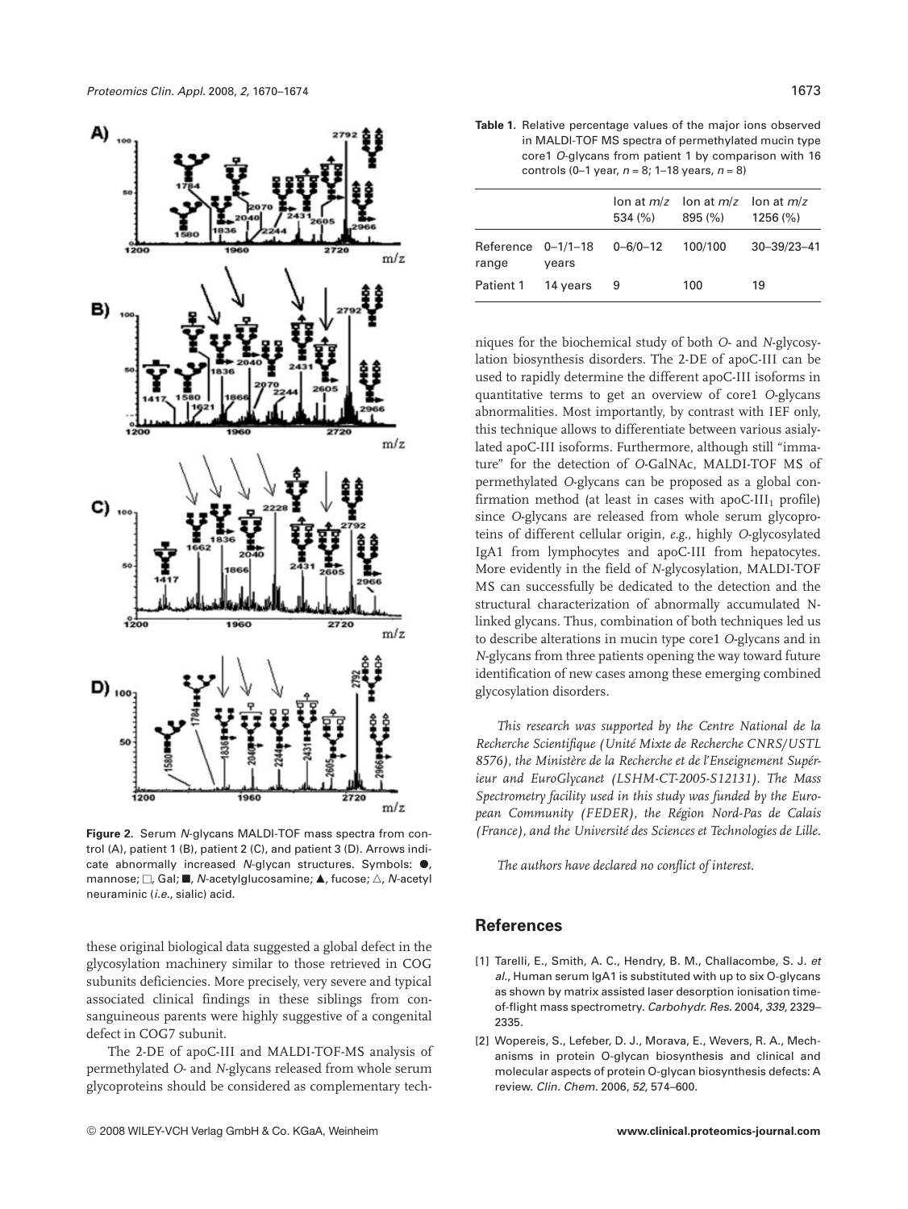**Figure 2.** Serum *N*-glycans MALDI-TOF mass spectra from control (A), patient 1 (B), patient 2 (C), and patient 3 (D). Arrows indicate abnormally increased *N*-glycan structures. Symbols: ●, mannose; □, Gal; ■, *N*-acetylglucosamine; ▲, fucose; △, *N*-acetyl neuraminic (*i.e.*, sialic) acid.

these original biological data suggested a global defect in the glycosylation machinery similar to those retrieved in COG subunits deficiencies. More precisely, very severe and typical associated clinical findings in these siblings from consanguineous parents were highly suggestive of a congenital defect in COG7 subunit.

The 2-DE of apoC-III and MALDI-TOF-MS analysis of permethylated *O*- and *N*-glycans released from whole serum glycoproteins should be considered as complementary techniques for the biochemical study of both *O*- and *N*-glycosylation biosynthesis disorders. The 2-DE of apoC-III can be used to rapidly determine the different apoC-III isoforms in quantitative terms to get an overview of core1 *O*-glycans abnormalities. Most importantly, by contrast with IEF only, this technique allows to differentiate between various asialylated apoC-III isoforms. Furthermore, although still "immature" for the detection of *O*-GalNAc, MALDI-TOF MS of permethylated *O*-glycans can be proposed as a global confirmation method (at least in cases with apoC-$III_1$ profile) since *O*-glycans are released from whole serum glycoproteins of different cellular origin, *e.g.*, highly *O*-glycosylated IgA1 from lymphocytes and apoC-III from hepatocytes. More evidently in the field of *N*-glycosylation, MALDI-TOF MS can successfully be dedicated to the detection and the structural characterization of abnormally accumulated N-linked glycans. Thus, combination of both techniques led us to describe alterations in mucin type core1 *O*-glycans and in *N*-glycans from three patients opening the way toward future identification of new cases among these emerging combined glycosylation disorders.

**Table 1.** Relative percentage values of the major ions observed in MALDI-TOF MS spectra of permethylated mucin type core1 *O*-glycans from patient 1 by comparison with 16 controls (0–1 year, $n = 8$; 1–18 years, $n = 8$)

| | | Ion at $m/z$ 534 (%) | Ion at $m/z$ 895 (%) | Ion at $m/z$ 1256 (%) |
|---|---|---|---|---|
| Reference range | 0–1/1–18 years | 0–6/0–12 | 100/100 | 30–39/23–41 |
| Patient 1 | 14 years | 9 | 100 | 19 |

*This research was supported by the Centre National de la Recherche Scientifique (Unité Mixte de Recherche CNRS/USTL 8576), the Ministère de la Recherche et de l'Enseignement Supérieur and EuroGlycanet (LSHM-CT-2005-S12131). The Mass Spectrometry facility used in this study was funded by the European Community (FEDER), the Région Nord-Pas de Calais (France), and the Université des Sciences et Technologies de Lille.*

*The authors have declared no conflict of interest.*

## References

[1] Tarelli, E., Smith, A. C., Hendry, B. M., Challacombe, S. J. *et al.*, Human serum IgA1 is substituted with up to six O-glycans as shown by matrix assisted laser desorption ionisation time-of-flight mass spectrometry. *Carbohydr. Res.* 2004, *339*, 2329–2335.

[2] Wopereis, S., Lefeber, D. J., Morava, E., Wevers, R. A., Mechanisms in protein O-glycan biosynthesis and clinical and molecular aspects of protein O-glycan biosynthesis defects: A review. *Clin. Chem.* 2006, *52*, 574–600.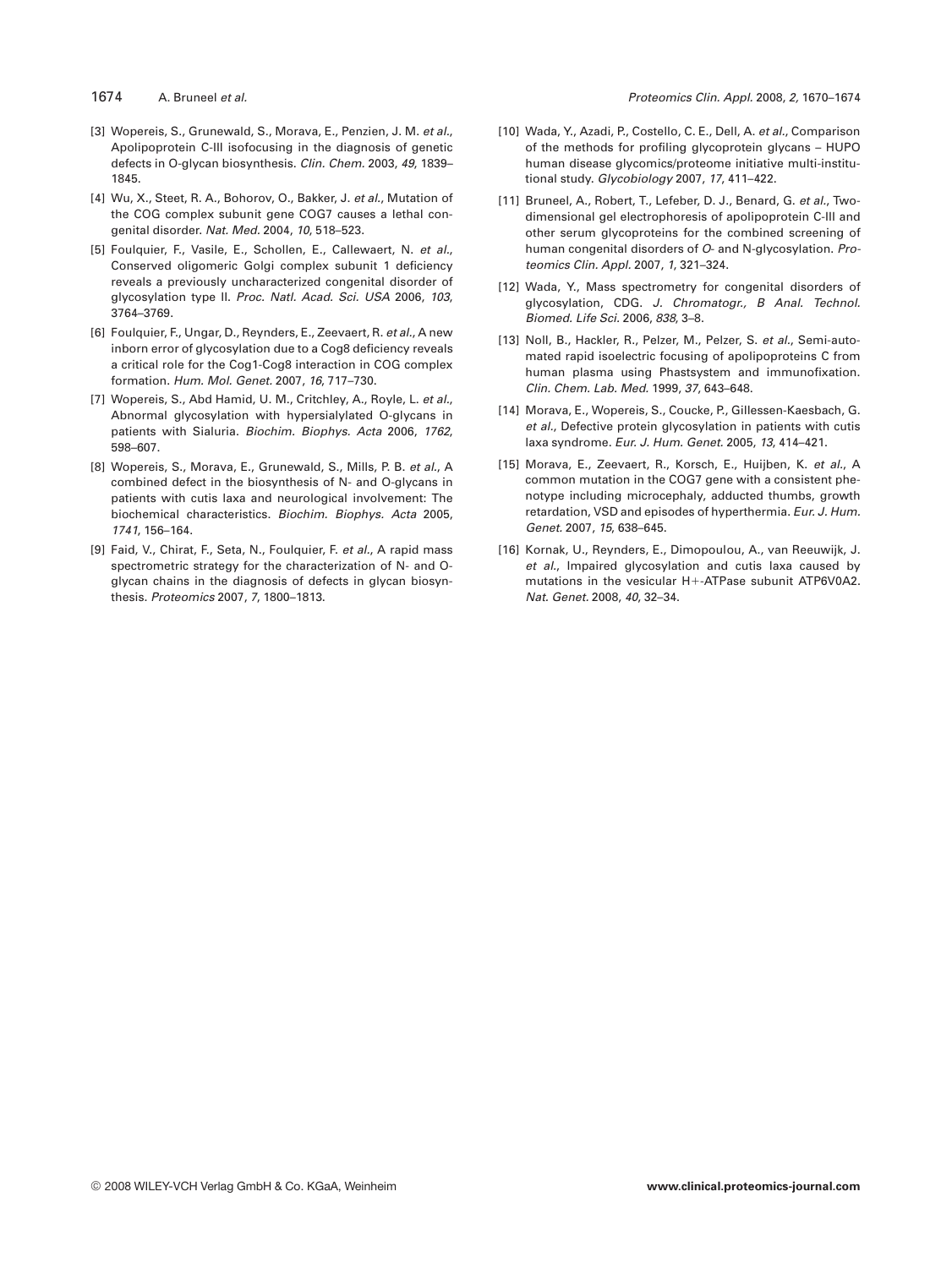[3] Wopereis, S., Grunewald, S., Morava, E., Penzien, J. M. *et al.*, Apolipoprotein C-III isofocusing in the diagnosis of genetic defects in O-glycan biosynthesis. *Clin. Chem.* 2003, *49*, 1839–1845.

[4] Wu, X., Steet, R. A., Bohorov, O., Bakker, J. *et al.*, Mutation of the COG complex subunit gene COG7 causes a lethal congenital disorder. *Nat. Med.* 2004, *10*, 518–523.

[5] Foulquier, F., Vasile, E., Schollen, E., Callewaert, N. *et al.*, Conserved oligomeric Golgi complex subunit 1 deficiency reveals a previously uncharacterized congenital disorder of glycosylation type II. *Proc. Natl. Acad. Sci. USA* 2006, *103*, 3764–3769.

[6] Foulquier, F., Ungar, D., Reynders, E., Zeevaert, R. *et al.*, A new inborn error of glycosylation due to a Cog8 deficiency reveals a critical role for the Cog1-Cog8 interaction in COG complex formation. *Hum. Mol. Genet.* 2007, *16*, 717–730.

[7] Wopereis, S., Abd Hamid, U. M., Critchley, A., Royle, L. *et al.*, Abnormal glycosylation with hypersialylated O-glycans in patients with Sialuria. *Biochim. Biophys. Acta* 2006, *1762*, 598–607.

[8] Wopereis, S., Morava, E., Grunewald, S., Mills, P. B. *et al.*, A combined defect in the biosynthesis of N- and O-glycans in patients with cutis laxa and neurological involvement: The biochemical characteristics. *Biochim. Biophys. Acta* 2005, *1741*, 156–164.

[9] Faid, V., Chirat, F., Seta, N., Foulquier, F. *et al.*, A rapid mass spectrometric strategy for the characterization of N- and O-glycan chains in the diagnosis of defects in glycan biosynthesis. *Proteomics* 2007, *7*, 1800–1813.

[10] Wada, Y., Azadi, P., Costello, C. E., Dell, A. *et al.*, Comparison of the methods for profiling glycoprotein glycans – HUPO human disease glycomics/proteome initiative multi-institutional study. *Glycobiology* 2007, *17*, 411–422.

[11] Bruneel, A., Robert, T., Lefeber, D. J., Benard, G. *et al.*, Two-dimensional gel electrophoresis of apolipoprotein C-III and other serum glycoproteins for the combined screening of human congenital disorders of *O*- and N-glycosylation. *Proteomics Clin. Appl.* 2007, *1*, 321–324.

[12] Wada, Y., Mass spectrometry for congenital disorders of glycosylation, CDG. *J. Chromatogr., B Anal. Technol. Biomed. Life Sci.* 2006, *838*, 3–8.

[13] Noll, B., Hackler, R., Pelzer, M., Pelzer, S. *et al.*, Semi-automated rapid isoelectric focusing of apolipoproteins C from human plasma using Phastsystem and immunofixation. *Clin. Chem. Lab. Med.* 1999, *37*, 643–648.

[14] Morava, E., Wopereis, S., Coucke, P., Gillessen-Kaesbach, G. *et al.*, Defective protein glycosylation in patients with cutis laxa syndrome. *Eur. J. Hum. Genet.* 2005, *13*, 414–421.

[15] Morava, E., Zeevaert, R., Korsch, E., Huijben, K. *et al.*, A common mutation in the COG7 gene with a consistent phenotype including microcephaly, adducted thumbs, growth retardation, VSD and episodes of hyperthermia. *Eur. J. Hum. Genet.* 2007, *15*, 638–645.

[16] Kornak, U., Reynders, E., Dimopoulou, A., van Reeuwijk, J. *et al.*, Impaired glycosylation and cutis laxa caused by mutations in the vesicular $H^+$-ATPase subunit ATP6V0A2. *Nat. Genet.* 2008, *40*, 32–34.